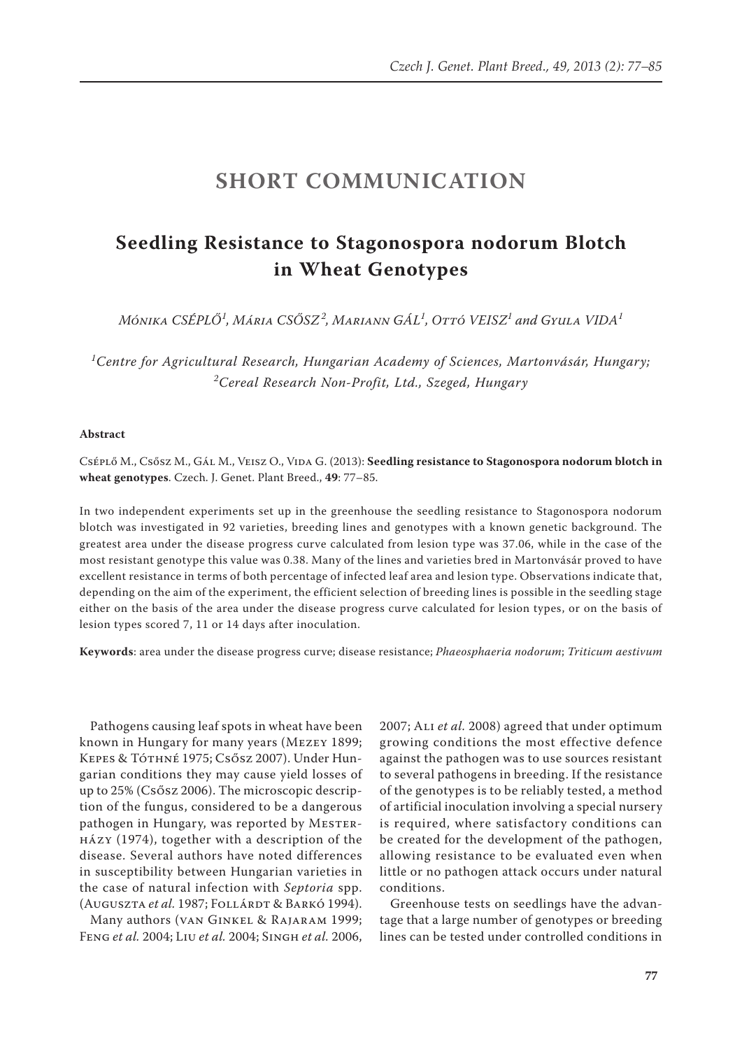# SHORT COMMUNICATION

## Seedling Resistance to Stagonospora nodorum Blotch in Wheat Genotypes

*Mónika CSÉPLŐ[1], Mária CSŐSZ[2], Mariann GÁL[1], Ottó VEISZ[1] and Gyula VIDA[1]*

*[1]Centre for Agricultural Research, Hungarian Academy of Sciences, Martonvásár, Hungary; [2]Cereal Research Non-Profit, Ltd., Szeged, Hungary*

**Abstract**

Cséplő M., Csősz M., Gál M., Veisz O., Vida G. (2013): **Seedling resistance to Stagonospora nodorum blotch in wheat genotypes**. Czech. J. Genet. Plant Breed., **49**: 77–85.

In two independent experiments set up in the greenhouse the seedling resistance to Stagonospora nodorum blotch was investigated in 92 varieties, breeding lines and genotypes with a known genetic background. The greatest area under the disease progress curve calculated from lesion type was 37.06, while in the case of the most resistant genotype this value was 0.38. Many of the lines and varieties bred in Martonvásár proved to have excellent resistance in terms of both percentage of infected leaf area and lesion type. Observations indicate that, depending on the aim of the experiment, the efficient selection of breeding lines is possible in the seedling stage either on the basis of the area under the disease progress curve calculated for lesion types, or on the basis of lesion types scored 7, 11 or 14 days after inoculation.

**Keywords**: area under the disease progress curve; disease resistance; *Phaeosphaeria nodorum*; *Triticum aestivum*

Pathogens causing leaf spots in wheat have been known in Hungary for many years (Mezey 1899; Kepes & Tóthné 1975; Csősz 2007). Under Hungarian conditions they may cause yield losses of up to 25% (Csősz 2006). The microscopic description of the fungus, considered to be a dangerous pathogen in Hungary, was reported by Mesterházy (1974), together with a description of the disease. Several authors have noted differences in susceptibility between Hungarian varieties in the case of natural infection with *Septoria* spp. (Auguszta *et al.* 1987; Follárdt & Barkó 1994).

Many authors (van Ginkel & Rajaram 1999; Feng *et al.* 2004; Liu *et al.* 2004; Singh *et al.* 2006, 2007; Ali *et al.* 2008) agreed that under optimum growing conditions the most effective defence against the pathogen was to use sources resistant to several pathogens in breeding. If the resistance of the genotypes is to be reliably tested, a method of artificial inoculation involving a special nursery is required, where satisfactory conditions can be created for the development of the pathogen, allowing resistance to be evaluated even when little or no pathogen attack occurs under natural conditions.

Greenhouse tests on seedlings have the advantage that a large number of genotypes or breeding lines can be tested under controlled conditions in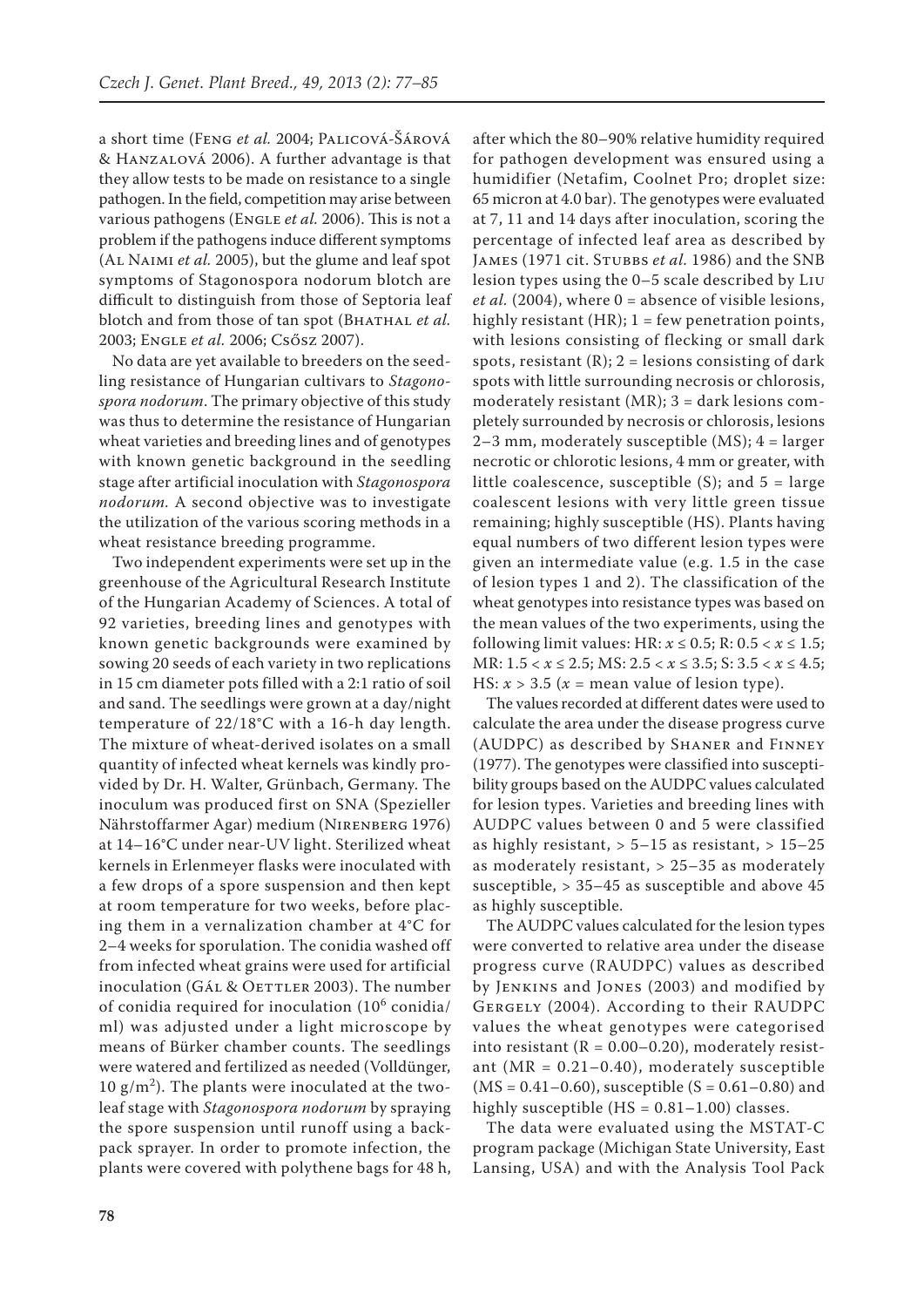a short time (Feng *et al.* 2004; Palicová-Šárová & Hanzalová 2006). A further advantage is that they allow tests to be made on resistance to a single pathogen. In the field, competition may arise between various pathogens (Engle *et al.* 2006). This is not a problem if the pathogens induce different symptoms (Al Naimi *et al.* 2005), but the glume and leaf spot symptoms of Stagonospora nodorum blotch are difficult to distinguish from those of Septoria leaf blotch and from those of tan spot (Bhathal *et al.* 2003; Engle *et al.* 2006; Csősz 2007).

No data are yet available to breeders on the seedling resistance of Hungarian cultivars to *Stagonospora nodorum*. The primary objective of this study was thus to determine the resistance of Hungarian wheat varieties and breeding lines and of genotypes with known genetic background in the seedling stage after artificial inoculation with *Stagonospora nodorum.* A second objective was to investigate the utilization of the various scoring methods in a wheat resistance breeding programme.

Two independent experiments were set up in the greenhouse of the Agricultural Research Institute of the Hungarian Academy of Sciences. A total of 92 varieties, breeding lines and genotypes with known genetic backgrounds were examined by sowing 20 seeds of each variety in two replications in 15 cm diameter pots filled with a 2:1 ratio of soil and sand. The seedlings were grown at a day/night temperature of 22/18°C with a 16-h day length. The mixture of wheat-derived isolates on a small quantity of infected wheat kernels was kindly provided by Dr. H. Walter, Grünbach, Germany. The inoculum was produced first on SNA (Spezieller Nährstoffarmer Agar) medium (Nirenberg 1976) at 14–16°C under near-UV light. Sterilized wheat kernels in Erlenmeyer flasks were inoculated with a few drops of a spore suspension and then kept at room temperature for two weeks, before placing them in a vernalization chamber at 4°C for 2–4 weeks for sporulation. The conidia washed off from infected wheat grains were used for artificial inoculation (Gál & Oettler 2003). The number of conidia required for inoculation ($10^6$ conidia/ml) was adjusted under a light microscope by means of Bürker chamber counts. The seedlings were watered and fertilized as needed (Volldünger, 10 g/$m^2$). The plants were inoculated at the two-leaf stage with *Stagonospora nodorum* by spraying the spore suspension until runoff using a backpack sprayer. In order to promote infection, the plants were covered with polythene bags for 48 h, after which the 80–90% relative humidity required for pathogen development was ensured using a humidifier (Netafim, Coolnet Pro; droplet size: 65 micron at 4.0 bar). The genotypes were evaluated at 7, 11 and 14 days after inoculation, scoring the percentage of infected leaf area as described by James (1971 cit. Stubbs *et al.* 1986) and the SNB lesion types using the 0–5 scale described by Liu *et al.* (2004), where 0 = absence of visible lesions, highly resistant (HR); 1 = few penetration points, with lesions consisting of flecking or small dark spots, resistant (R); 2 = lesions consisting of dark spots with little surrounding necrosis or chlorosis, moderately resistant (MR); 3 = dark lesions completely surrounded by necrosis or chlorosis, lesions 2–3 mm, moderately susceptible (MS); 4 = larger necrotic or chlorotic lesions, 4 mm or greater, with little coalescence, susceptible (S); and 5 = large coalescent lesions with very little green tissue remaining; highly susceptible (HS). Plants having equal numbers of two different lesion types were given an intermediate value (e.g. 1.5 in the case of lesion types 1 and 2). The classification of the wheat genotypes into resistance types was based on the mean values of the two experiments, using the following limit values: HR: $x \leq 0.5$; R: $0.5 < x \leq 1.5$; MR: $1.5 < x \leq 2.5$; MS: $2.5 < x \leq 3.5$; S: $3.5 < x \leq 4.5$; HS: $x > 3.5$ ($x$ = mean value of lesion type).

The values recorded at different dates were used to calculate the area under the disease progress curve (AUDPC) as described by Shaner and Finney (1977). The genotypes were classified into susceptibility groups based on the AUDPC values calculated for lesion types. Varieties and breeding lines with AUDPC values between 0 and 5 were classified as highly resistant, > 5–15 as resistant, > 15–25 as moderately resistant, > 25–35 as moderately susceptible, > 35–45 as susceptible and above 45 as highly susceptible.

The AUDPC values calculated for the lesion types were converted to relative area under the disease progress curve (RAUDPC) values as described by Jenkins and Jones (2003) and modified by Gergely (2004). According to their RAUDPC values the wheat genotypes were categorised into resistant (R = 0.00–0.20), moderately resistant (MR = 0.21–0.40), moderately susceptible (MS = 0.41–0.60), susceptible (S = 0.61–0.80) and highly susceptible (HS = 0.81–1.00) classes.

The data were evaluated using the MSTAT-C program package (Michigan State University, East Lansing, USA) and with the Analysis Tool Pack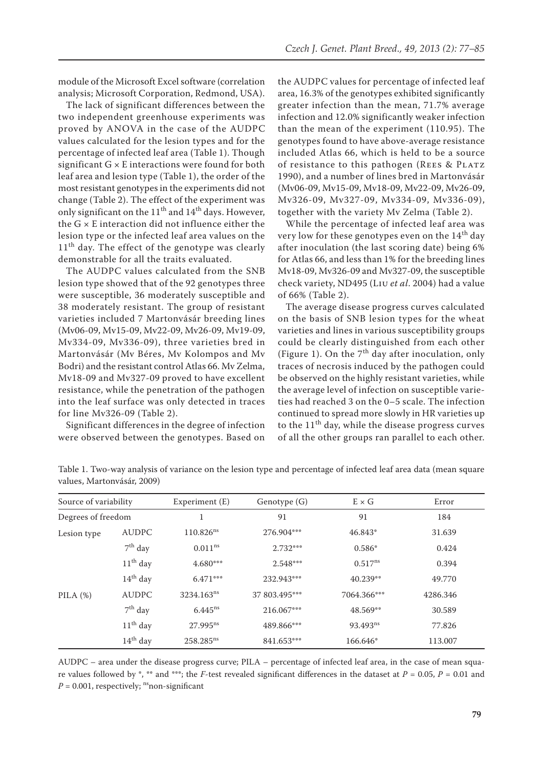module of the Microsoft Excel software (correlation analysis; Microsoft Corporation, Redmond, USA).

The lack of significant differences between the two independent greenhouse experiments was proved by ANOVA in the case of the AUDPC values calculated for the lesion types and for the percentage of infected leaf area (Table 1). Though significant G × E interactions were found for both leaf area and lesion type (Table 1), the order of the most resistant genotypes in the experiments did not change (Table 2). The effect of the experiment was only significant on the 11[th] and 14[th] days. However, the G × E interaction did not influence either the lesion type or the infected leaf area values on the 11[th] day. The effect of the genotype was clearly demonstrable for all the traits evaluated.

The AUDPC values calculated from the SNB lesion type showed that of the 92 genotypes three were susceptible, 36 moderately susceptible and 38 moderately resistant. The group of resistant varieties included 7 Martonvásár breeding lines (Mv06-09, Mv15-09, Mv22-09, Mv26-09, Mv19-09, Mv334-09, Mv336-09), three varieties bred in Martonvásár (Mv Béres, Mv Kolompos and Mv Bodri) and the resistant control Atlas 66. Mv Zelma, Mv18-09 and Mv327-09 proved to have excellent resistance, while the penetration of the pathogen into the leaf surface was only detected in traces for line Mv326-09 (Table 2).

Significant differences in the degree of infection were observed between the genotypes. Based on the AUDPC values for percentage of infected leaf area, 16.3% of the genotypes exhibited significantly greater infection than the mean, 71.7% average infection and 12.0% significantly weaker infection than the mean of the experiment (110.95). The genotypes found to have above-average resistance included Atlas 66, which is held to be a source of resistance to this pathogen (Rees & Platz 1990), and a number of lines bred in Martonvásár (Mv06-09, Mv15-09, Mv18-09, Mv22-09, Mv26-09, Mv326-09, Mv327-09, Mv334-09, Mv336-09), together with the variety Mv Zelma (Table 2).

While the percentage of infected leaf area was very low for these genotypes even on the 14[th] day after inoculation (the last scoring date) being 6% for Atlas 66, and less than 1% for the breeding lines Mv18-09, Mv326-09 and Mv327-09, the susceptible check variety, ND495 (Liu *et al.* 2004) had a value of 66% (Table 2).

The average disease progress curves calculated on the basis of SNB lesion types for the wheat varieties and lines in various susceptibility groups could be clearly distinguished from each other (Figure 1). On the 7[th] day after inoculation, only traces of necrosis induced by the pathogen could be observed on the highly resistant varieties, while the average level of infection on susceptible varieties had reached 3 on the 0–5 scale. The infection continued to spread more slowly in HR varieties up to the 11[th] day, while the disease progress curves of all the other groups ran parallel to each other.

Table 1. Two-way analysis of variance on the lesion type and percentage of infected leaf area data (mean square values, Martonvásár, 2009)

| Source of variability | | Experiment (E) | Genotype (G) | E × G | Error |
|---|---|---|---|---|---|
| Degrees of freedom | | 1 | 91 | 91 | 184 |
| Lesion type | AUDPC | 110.826$^{ns}$ | 276.904*** | 46.843* | 31.639 |
| | 7[th] day | 0.011$^{ns}$ | 2.732*** | 0.586* | 0.424 |
| | 11[th] day | 4.680*** | 2.548*** | 0.517$^{ns}$ | 0.394 |
| | 14[th] day | 6.471*** | 232.943*** | 40.239** | 49.770 |
| PILA (%) | AUDPC | 3234.163$^{ns}$ | 37 803.495*** | 7064.366*** | 4286.346 |
| | 7[th] day | 6.445$^{ns}$ | 216.067*** | 48.569** | 30.589 |
| | 11[th] day | 27.995$^{ns}$ | 489.866*** | 93.493$^{ns}$ | 77.826 |
| | 14[th] day | 258.285$^{ns}$ | 841.653*** | 166.646* | 113.007 |

AUDPC – area under the disease progress curve; PILA – percentage of infected leaf area, in the case of mean square values followed by *, ** and ***; the *F*-test revealed significant differences in the dataset at $P = 0.05$, $P = 0.01$ and $P = 0.001$, respectively; $^{ns}$non-significant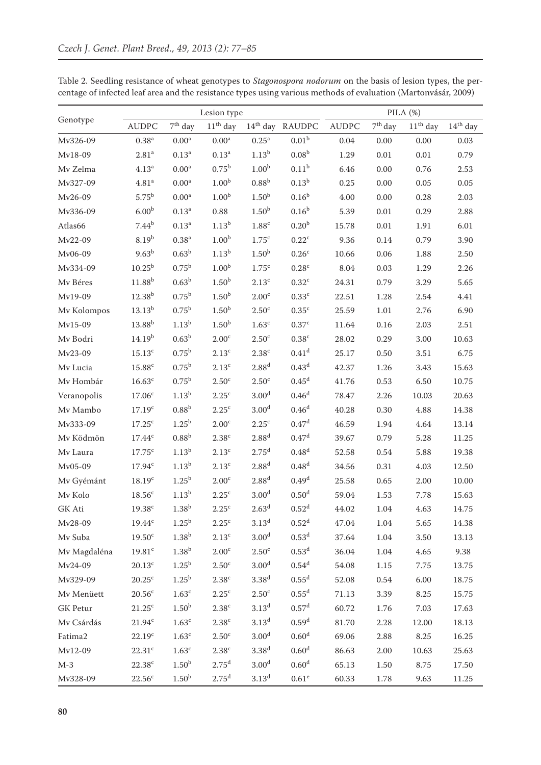Table 2. Seedling resistance of wheat genotypes to *Stagonospora nodorum* on the basis of lesion types, the percentage of infected leaf area and the resistance types using various methods of evaluation (Martonvásár, 2009)

| Genotype | Lesion type | | | | | PILA (%) | | | |
|---|---|---|---|---|---|---|---|---|---|
| | AUDPC | 7th day | 11th day | 14th day | RAUDPC | AUDPC | 7th day | 11th day | 14th day |
| Mv326-09 | 0.38[a] | 0.00[a] | 0.00[a] | 0.25[a] | 0.01[b] | 0.04 | 0.00 | 0.00 | 0.03 |
| Mv18-09 | 2.81[a] | 0.13[a] | 0.13[a] | 1.13[b] | 0.08[b] | 1.29 | 0.01 | 0.01 | 0.79 |
| Mv Zelma | 4.13[a] | 0.00[a] | 0.75[b] | 1.00[b] | 0.11[b] | 6.46 | 0.00 | 0.76 | 2.53 |
| Mv327-09 | 4.81[a] | 0.00[a] | 1.00[b] | 0.88[b] | 0.13[b] | 0.25 | 0.00 | 0.05 | 0.05 |
| Mv26-09 | 5.75[b] | 0.00[a] | 1.00[b] | 1.50[b] | 0.16[b] | 4.00 | 0.00 | 0.28 | 2.03 |
| Mv336-09 | 6.00[b] | 0.13[a] | 0.88 | 1.50[b] | 0.16[b] | 5.39 | 0.01 | 0.29 | 2.88 |
| Atlas66 | 7.44[b] | 0.13[a] | 1.13[b] | 1.88[c] | 0.20[b] | 15.78 | 0.01 | 1.91 | 6.01 |
| Mv22-09 | 8.19[b] | 0.38[a] | 1.00[b] | 1.75[c] | 0.22[c] | 9.36 | 0.14 | 0.79 | 3.90 |
| Mv06-09 | 9.63[b] | 0.63[b] | 1.13[b] | 1.50[b] | 0.26[c] | 10.66 | 0.06 | 1.88 | 2.50 |
| Mv334-09 | 10.25[b] | 0.75[b] | 1.00[b] | 1.75[c] | 0.28[c] | 8.04 | 0.03 | 1.29 | 2.26 |
| Mv Béres | 11.88[b] | 0.63[b] | 1.50[b] | 2.13[c] | 0.32[c] | 24.31 | 0.79 | 3.29 | 5.65 |
| Mv19-09 | 12.38[b] | 0.75[b] | 1.50[b] | 2.00[c] | 0.33[c] | 22.51 | 1.28 | 2.54 | 4.41 |
| Mv Kolompos | 13.13[b] | 0.75[b] | 1.50[b] | 2.50[c] | 0.35[c] | 25.59 | 1.01 | 2.76 | 6.90 |
| Mv15-09 | 13.88[b] | 1.13[b] | 1.50[b] | 1.63[c] | 0.37[c] | 11.64 | 0.16 | 2.03 | 2.51 |
| Mv Bodri | 14.19[b] | 0.63[b] | 2.00[c] | 2.50[c] | 0.38[c] | 28.02 | 0.29 | 3.00 | 10.63 |
| Mv23-09 | 15.13[c] | 0.75[b] | 2.13[c] | 2.38[c] | 0.41[d] | 25.17 | 0.50 | 3.51 | 6.75 |
| Mv Lucia | 15.88[c] | 0.75[b] | 2.13[c] | 2.88[d] | 0.43[d] | 42.37 | 1.26 | 3.43 | 15.63 |
| Mv Hombár | 16.63[c] | 0.75[b] | 2.50[c] | 2.50[c] | 0.45[d] | 41.76 | 0.53 | 6.50 | 10.75 |
| Veranopolis | 17.06[c] | 1.13[b] | 2.25[c] | 3.00[d] | 0.46[d] | 78.47 | 2.26 | 10.03 | 20.63 |
| Mv Mambo | 17.19[c] | 0.88[b] | 2.25[c] | 3.00[d] | 0.46[d] | 40.28 | 0.30 | 4.88 | 14.38 |
| Mv333-09 | 17.25[c] | 1.25[b] | 2.00[c] | 2.25[c] | 0.47[d] | 46.59 | 1.94 | 4.64 | 13.14 |
| Mv Ködmön | 17.44[c] | 0.88[b] | 2.38[c] | 2.88[d] | 0.47[d] | 39.67 | 0.79 | 5.28 | 11.25 |
| Mv Laura | 17.75[c] | 1.13[b] | 2.13[c] | 2.75[d] | 0.48[d] | 52.58 | 0.54 | 5.88 | 19.38 |
| Mv05-09 | 17.94[c] | 1.13[b] | 2.13[c] | 2.88[d] | 0.48[d] | 34.56 | 0.31 | 4.03 | 12.50 |
| Mv Gyémánt | 18.19[c] | 1.25[b] | 2.00[c] | 2.88[d] | 0.49[d] | 25.58 | 0.65 | 2.00 | 10.00 |
| Mv Kolo | 18.56[c] | 1.13[b] | 2.25[c] | 3.00[d] | 0.50[d] | 59.04 | 1.53 | 7.78 | 15.63 |
| GK Ati | 19.38[c] | 1.38[b] | 2.25[c] | 2.63[d] | 0.52[d] | 44.02 | 1.04 | 4.63 | 14.75 |
| Mv28-09 | 19.44[c] | 1.25[b] | 2.25[c] | 3.13[d] | 0.52[d] | 47.04 | 1.04 | 5.65 | 14.38 |
| Mv Suba | 19.50[c] | 1.38[b] | 2.13[c] | 3.00[d] | 0.53[d] | 37.64 | 1.04 | 3.50 | 13.13 |
| Mv Magdaléna | 19.81[c] | 1.38[b] | 2.00[c] | 2.50[c] | 0.53[d] | 36.04 | 1.04 | 4.65 | 9.38 |
| Mv24-09 | 20.13[c] | 1.25[b] | 2.50[c] | 3.00[d] | 0.54[d] | 54.08 | 1.15 | 7.75 | 13.75 |
| Mv329-09 | 20.25[c] | 1.25[b] | 2.38[c] | 3.38[d] | 0.55[d] | 52.08 | 0.54 | 6.00 | 18.75 |
| Mv Menüett | 20.56[c] | 1.63[c] | 2.25[c] | 2.50[c] | 0.55[d] | 71.13 | 3.39 | 8.25 | 15.75 |
| GK Petur | 21.25[c] | 1.50[b] | 2.38[c] | 3.13[d] | 0.57[d] | 60.72 | 1.76 | 7.03 | 17.63 |
| Mv Csárdás | 21.94[c] | 1.63[c] | 2.38[c] | 3.13[d] | 0.59[d] | 81.70 | 2.28 | 12.00 | 18.13 |
| Fatima2 | 22.19[c] | 1.63[c] | 2.50[c] | 3.00[d] | 0.60[d] | 69.06 | 2.88 | 8.25 | 16.25 |
| Mv12-09 | 22.31[c] | 1.63[c] | 2.38[c] | 3.38[d] | 0.60[d] | 86.63 | 2.00 | 10.63 | 25.63 |
| M-3 | 22.38[c] | 1.50[b] | 2.75[d] | 3.00[d] | 0.60[d] | 65.13 | 1.50 | 8.75 | 17.50 |
| Mv328-09 | 22.56[c] | 1.50[b] | 2.75[d] | 3.13[d] | 0.61[e] | 60.33 | 1.78 | 9.63 | 11.25 |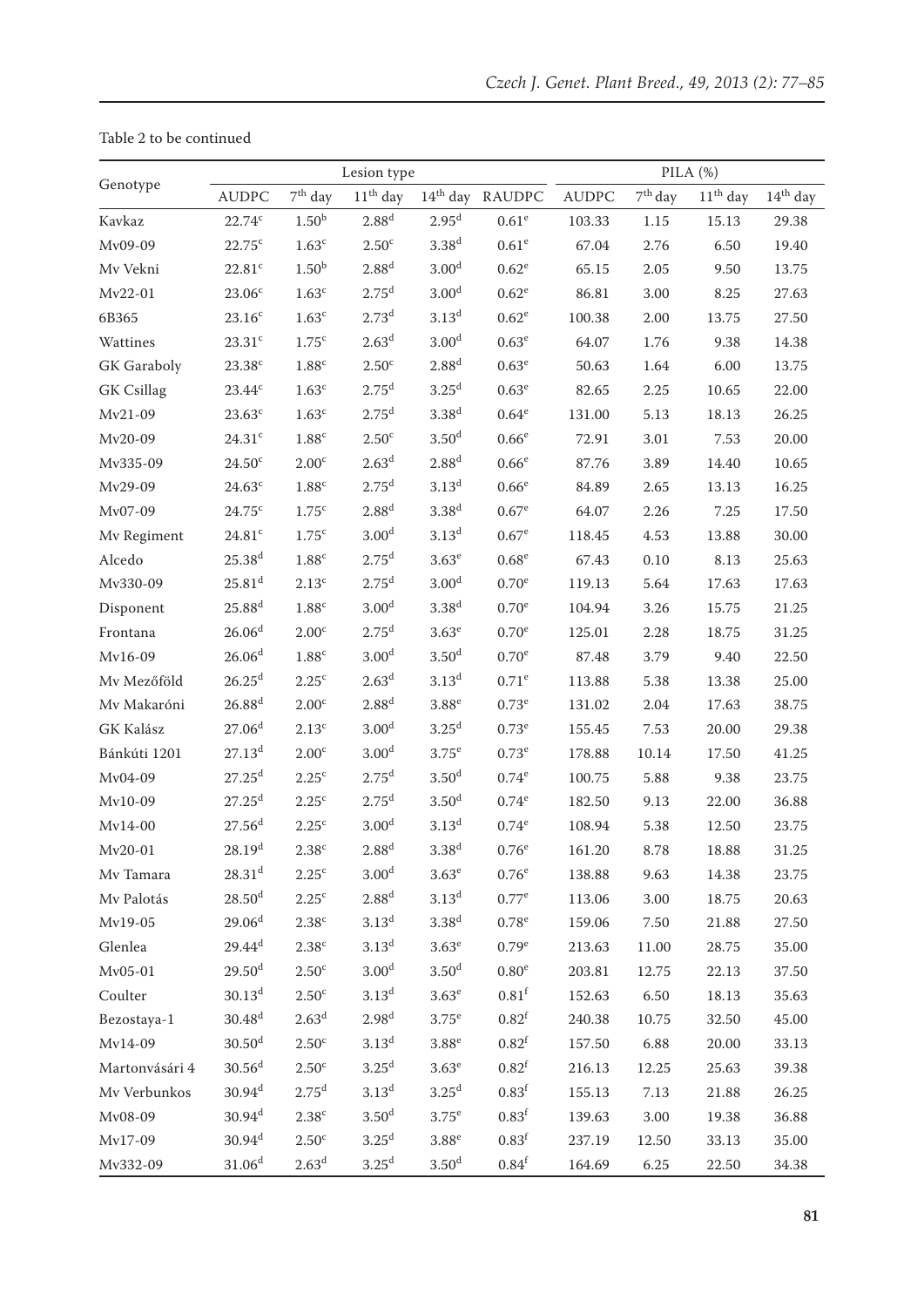Table 2 to be continued

| Genotype | Lesion type | | | | | PILA (%) | | | |
|---|---|---|---|---|---|---|---|---|---|
| | AUDPC | 7th day | 11th day | 14th day | RAUDPC | AUDPC | 7th day | 11th day | 14th day |
| Kavkaz | 22.74c | 1.50b | 2.88d | 2.95d | 0.61e | 103.33 | 1.15 | 15.13 | 29.38 |
| Mv09-09 | 22.75c | 1.63c | 2.50c | 3.38d | 0.61e | 67.04 | 2.76 | 6.50 | 19.40 |
| Mv Vekni | 22.81c | 1.50b | 2.88d | 3.00d | 0.62e | 65.15 | 2.05 | 9.50 | 13.75 |
| Mv22-01 | 23.06c | 1.63c | 2.75d | 3.00d | 0.62e | 86.81 | 3.00 | 8.25 | 27.63 |
| 6B365 | 23.16c | 1.63c | 2.73d | 3.13d | 0.62e | 100.38 | 2.00 | 13.75 | 27.50 |
| Wattines | 23.31c | 1.75c | 2.63d | 3.00d | 0.63e | 64.07 | 1.76 | 9.38 | 14.38 |
| GK Garaboly | 23.38c | 1.88c | 2.50c | 2.88d | 0.63e | 50.63 | 1.64 | 6.00 | 13.75 |
| GK Csillag | 23.44c | 1.63c | 2.75d | 3.25d | 0.63e | 82.65 | 2.25 | 10.65 | 22.00 |
| Mv21-09 | 23.63c | 1.63c | 2.75d | 3.38d | 0.64e | 131.00 | 5.13 | 18.13 | 26.25 |
| Mv20-09 | 24.31c | 1.88c | 2.50c | 3.50d | 0.66e | 72.91 | 3.01 | 7.53 | 20.00 |
| Mv335-09 | 24.50c | 2.00c | 2.63d | 2.88d | 0.66e | 87.76 | 3.89 | 14.40 | 10.65 |
| Mv29-09 | 24.63c | 1.88c | 2.75d | 3.13d | 0.66e | 84.89 | 2.65 | 13.13 | 16.25 |
| Mv07-09 | 24.75c | 1.75c | 2.88d | 3.38d | 0.67e | 64.07 | 2.26 | 7.25 | 17.50 |
| Mv Regiment | 24.81c | 1.75c | 3.00d | 3.13d | 0.67e | 118.45 | 4.53 | 13.88 | 30.00 |
| Alcedo | 25.38d | 1.88c | 2.75d | 3.63e | 0.68e | 67.43 | 0.10 | 8.13 | 25.63 |
| Mv330-09 | 25.81d | 2.13c | 2.75d | 3.00d | 0.70e | 119.13 | 5.64 | 17.63 | 17.63 |
| Disponent | 25.88d | 1.88c | 3.00d | 3.38d | 0.70e | 104.94 | 3.26 | 15.75 | 21.25 |
| Frontana | 26.06d | 2.00c | 2.75d | 3.63e | 0.70e | 125.01 | 2.28 | 18.75 | 31.25 |
| Mv16-09 | 26.06d | 1.88c | 3.00d | 3.50d | 0.70e | 87.48 | 3.79 | 9.40 | 22.50 |
| Mv Mezőföld | 26.25d | 2.25c | 2.63d | 3.13d | 0.71e | 113.88 | 5.38 | 13.38 | 25.00 |
| Mv Makaróni | 26.88d | 2.00c | 2.88d | 3.88e | 0.73e | 131.02 | 2.04 | 17.63 | 38.75 |
| GK Kalász | 27.06d | 2.13c | 3.00d | 3.25d | 0.73e | 155.45 | 7.53 | 20.00 | 29.38 |
| Bánkúti 1201 | 27.13d | 2.00c | 3.00d | 3.75e | 0.73e | 178.88 | 10.14 | 17.50 | 41.25 |
| Mv04-09 | 27.25d | 2.25c | 2.75d | 3.50d | 0.74e | 100.75 | 5.88 | 9.38 | 23.75 |
| Mv10-09 | 27.25d | 2.25c | 2.75d | 3.50d | 0.74e | 182.50 | 9.13 | 22.00 | 36.88 |
| Mv14-00 | 27.56d | 2.25c | 3.00d | 3.13d | 0.74e | 108.94 | 5.38 | 12.50 | 23.75 |
| Mv20-01 | 28.19d | 2.38c | 2.88d | 3.38d | 0.76e | 161.20 | 8.78 | 18.88 | 31.25 |
| Mv Tamara | 28.31d | 2.25c | 3.00d | 3.63e | 0.76e | 138.88 | 9.63 | 14.38 | 23.75 |
| Mv Palotás | 28.50d | 2.25c | 2.88d | 3.13d | 0.77e | 113.06 | 3.00 | 18.75 | 20.63 |
| Mv19-05 | 29.06d | 2.38c | 3.13d | 3.38d | 0.78e | 159.06 | 7.50 | 21.88 | 27.50 |
| Glenlea | 29.44d | 2.38c | 3.13d | 3.63e | 0.79e | 213.63 | 11.00 | 28.75 | 35.00 |
| Mv05-01 | 29.50d | 2.50c | 3.00d | 3.50d | 0.80e | 203.81 | 12.75 | 22.13 | 37.50 |
| Coulter | 30.13d | 2.50c | 3.13d | 3.63e | 0.81f | 152.63 | 6.50 | 18.13 | 35.63 |
| Bezostaya-1 | 30.48d | 2.63d | 2.98d | 3.75e | 0.82f | 240.38 | 10.75 | 32.50 | 45.00 |
| Mv14-09 | 30.50d | 2.50c | 3.13d | 3.88e | 0.82f | 157.50 | 6.88 | 20.00 | 33.13 |
| Martonvásári 4 | 30.56d | 2.50c | 3.25d | 3.63e | 0.82f | 216.13 | 12.25 | 25.63 | 39.38 |
| Mv Verbunkos | 30.94d | 2.75d | 3.13d | 3.25d | 0.83f | 155.13 | 7.13 | 21.88 | 26.25 |
| Mv08-09 | 30.94d | 2.38c | 3.50d | 3.75e | 0.83f | 139.63 | 3.00 | 19.38 | 36.88 |
| Mv17-09 | 30.94d | 2.50c | 3.25d | 3.88e | 0.83f | 237.19 | 12.50 | 33.13 | 35.00 |
| Mv332-09 | 31.06d | 2.63d | 3.25d | 3.50d | 0.84f | 164.69 | 6.25 | 22.50 | 34.38 |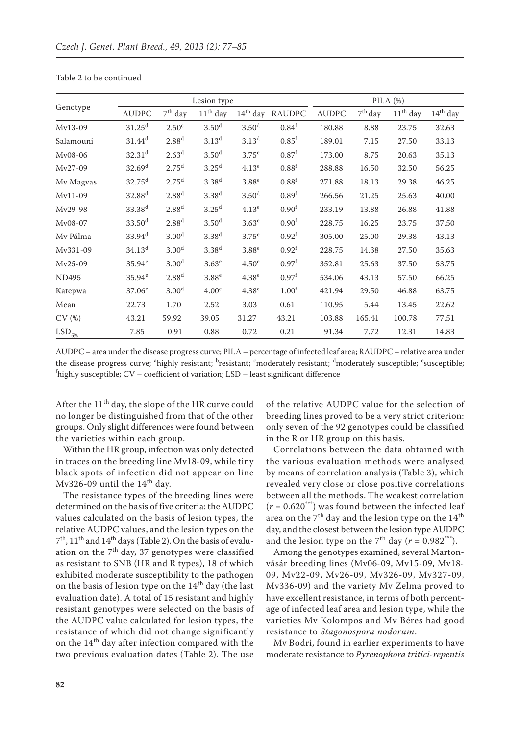Table 2 to be continued

| Genotype | Lesion type | | | | | PILA (%) | | | |
|---|---|---|---|---|---|---|---|---|---|
| | AUDPC | $7^{th}$ day | $11^{th}$ day | $14^{th}$ day | RAUDPC | AUDPC | $7^{th}$ day | $11^{th}$ day | $14^{th}$ day |
| Mv13-09 | 31.25[d] | 2.50[c] | 3.50[d] | 3.50[d] | 0.84[f] | 180.88 | 8.88 | 23.75 | 32.63 |
| Salamouni | 31.44[d] | 2.88[d] | 3.13[d] | 3.13[d] | 0.85[f] | 189.01 | 7.15 | 27.50 | 33.13 |
| Mv08-06 | 32.31[d] | 2.63[d] | 3.50[d] | 3.75[e] | 0.87[f] | 173.00 | 8.75 | 20.63 | 35.13 |
| Mv27-09 | 32.69[d] | 2.75[d] | 3.25[d] | 4.13[e] | 0.88[f] | 288.88 | 16.50 | 32.50 | 56.25 |
| Mv Magvas | 32.75[d] | 2.75[d] | 3.38[d] | 3.88[e] | 0.88[f] | 271.88 | 18.13 | 29.38 | 46.25 |
| Mv11-09 | 32.88[d] | 2.88[d] | 3.38[d] | 3.50[d] | 0.89[f] | 266.56 | 21.25 | 25.63 | 40.00 |
| Mv29-98 | 33.38[d] | 2.88[d] | 3.25[d] | 4.13[e] | 0.90[f] | 233.19 | 13.88 | 26.88 | 41.88 |
| Mv08-07 | 33.50[d] | 2.88[d] | 3.50[d] | 3.63[e] | 0.90[f] | 228.75 | 16.25 | 23.75 | 37.50 |
| Mv Pálma | 33.94[d] | 3.00[d] | 3.38[d] | 3.75[e] | 0.92[f] | 305.00 | 25.00 | 29.38 | 43.13 |
| Mv331-09 | 34.13[d] | 3.00[d] | 3.38[d] | 3.88[e] | 0.92[f] | 228.75 | 14.38 | 27.50 | 35.63 |
| Mv25-09 | 35.94[e] | 3.00[d] | 3.63[e] | 4.50[e] | 0.97[f] | 352.81 | 25.63 | 37.50 | 53.75 |
| ND495 | 35.94[e] | 2.88[d] | 3.88[e] | 4.38[e] | 0.97[f] | 534.06 | 43.13 | 57.50 | 66.25 |
| Katepwa | 37.06[e] | 3.00[d] | 4.00[e] | 4.38[e] | 1.00[f] | 421.94 | 29.50 | 46.88 | 63.75 |
| Mean | 22.73 | 1.70 | 2.52 | 3.03 | 0.61 | 110.95 | 5.44 | 13.45 | 22.62 |
| CV (%) | 43.21 | 59.92 | 39.05 | 31.27 | 43.21 | 103.88 | 165.41 | 100.78 | 77.51 |
| $LSD_{5\%}$ | 7.85 | 0.91 | 0.88 | 0.72 | 0.21 | 91.34 | 7.72 | 12.31 | 14.83 |

AUDPC – area under the disease progress curve; PILA – percentage of infected leaf area; RAUDPC – relative area under the disease progress curve; [a]highly resistant; [b]resistant; [c]moderately resistant; [d]moderately susceptible; [e]susceptible; [f]highly susceptible; CV – coefficient of variation; LSD – least significant difference

After the $11^{th}$ day, the slope of the HR curve could no longer be distinguished from that of the other groups. Only slight differences were found between the varieties within each group.

Within the HR group, infection was only detected in traces on the breeding line Mv18-09, while tiny black spots of infection did not appear on line Mv326-09 until the $14^{th}$ day.

The resistance types of the breeding lines were determined on the basis of five criteria: the AUDPC values calculated on the basis of lesion types, the relative AUDPC values, and the lesion types on the $7^{th}$, $11^{th}$ and $14^{th}$ days (Table 2). On the basis of evaluation on the $7^{th}$ day, 37 genotypes were classified as resistant to SNB (HR and R types), 18 of which exhibited moderate susceptibility to the pathogen on the basis of lesion type on the $14^{th}$ day (the last evaluation date). A total of 15 resistant and highly resistant genotypes were selected on the basis of the AUDPC value calculated for lesion types, the resistance of which did not change significantly on the $14^{th}$ day after infection compared with the two previous evaluation dates (Table 2). The use of the relative AUDPC value for the selection of breeding lines proved to be a very strict criterion: only seven of the 92 genotypes could be classified in the R or HR group on this basis.

Correlations between the data obtained with the various evaluation methods were analysed by means of correlation analysis (Table 3), which revealed very close or close positive correlations between all the methods. The weakest correlation ($r = 0.620^{***}$) was found between the infected leaf area on the $7^{th}$ day and the lesion type on the $14^{th}$ day, and the closest between the lesion type AUDPC and the lesion type on the $7^{th}$ day ($r = 0.982^{***}$).

Among the genotypes examined, several Martonvásár breeding lines (Mv06-09, Mv15-09, Mv18-09, Mv22-09, Mv26-09, Mv326-09, Mv327-09, Mv336-09) and the variety Mv Zelma proved to have excellent resistance, in terms of both percentage of infected leaf area and lesion type, while the varieties Mv Kolompos and Mv Béres had good resistance to *Stagonospora nodorum*.

Mv Bodri, found in earlier experiments to have moderate resistance to *Pyrenophora tritici-repentis*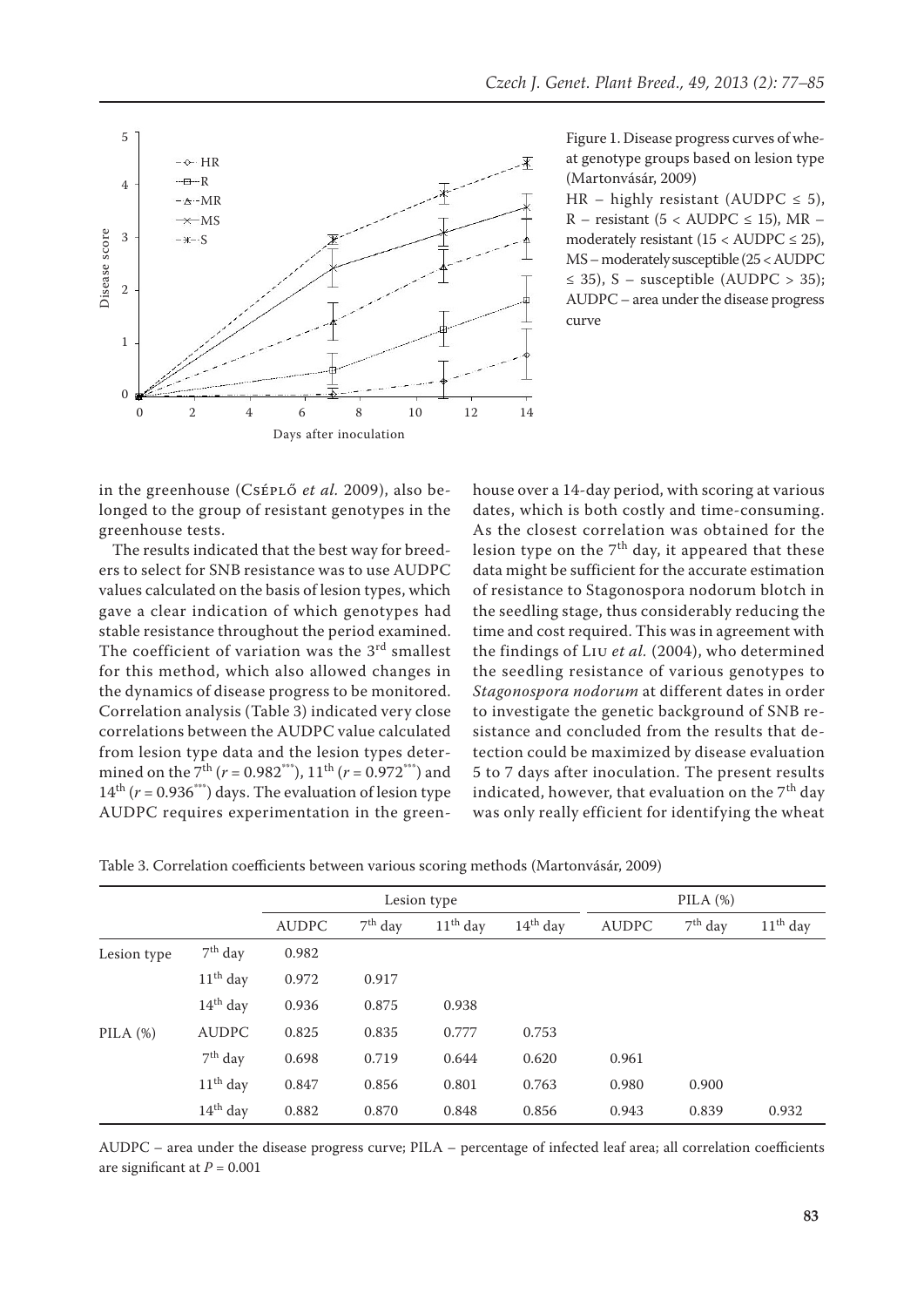Figure 1. Disease progress curves of wheat genotype groups based on lesion type (Martonvásár, 2009)

HR – highly resistant (AUDPC ≤ 5), R – resistant (5 < AUDPC ≤ 15), MR – moderately resistant (15 < AUDPC ≤ 25), MS – moderately susceptible (25 < AUDPC ≤ 35), S – susceptible (AUDPC > 35); AUDPC – area under the disease progress curve

in the greenhouse (Cséplő *et al.* 2009), also belonged to the group of resistant genotypes in the greenhouse tests.

The results indicated that the best way for breeders to select for SNB resistance was to use AUDPC values calculated on the basis of lesion types, which gave a clear indication of which genotypes had stable resistance throughout the period examined. The coefficient of variation was the 3rd smallest for this method, which also allowed changes in the dynamics of disease progress to be monitored. Correlation analysis (Table 3) indicated very close correlations between the AUDPC value calculated from lesion type data and the lesion types determined on the 7th ($r = 0.982^{***}$), 11th ($r = 0.972^{***}$) and 14th ($r = 0.936^{***}$) days. The evaluation of lesion type AUDPC requires experimentation in the greenhouse over a 14-day period, with scoring at various dates, which is both costly and time-consuming. As the closest correlation was obtained for the lesion type on the 7th day, it appeared that these data might be sufficient for the accurate estimation of resistance to Stagonospora nodorum blotch in the seedling stage, thus considerably reducing the time and cost required. This was in agreement with the findings of Liu *et al.* (2004), who determined the seedling resistance of various genotypes to *Stagonospora nodorum* at different dates in order to investigate the genetic background of SNB resistance and concluded from the results that detection could be maximized by disease evaluation 5 to 7 days after inoculation. The present results indicated, however, that evaluation on the 7th day was only really efficient for identifying the wheat

Table 3. Correlation coefficients between various scoring methods (Martonvásár, 2009)

| | | Lesion type | | | | PILA (%) | | |
|---|---|---|---|---|---|---|---|---|
| | | AUDPC | 7th day | 11th day | 14th day | AUDPC | 7th day | 11th day |
| Lesion type | 7th day | 0.982 | | | | | | |
| | 11th day | 0.972 | 0.917 | | | | | |
| | 14th day | 0.936 | 0.875 | 0.938 | | | | |
| PILA (%) | AUDPC | 0.825 | 0.835 | 0.777 | 0.753 | | | |
| | 7th day | 0.698 | 0.719 | 0.644 | 0.620 | 0.961 | | |
| | 11th day | 0.847 | 0.856 | 0.801 | 0.763 | 0.980 | 0.900 | |
| | 14th day | 0.882 | 0.870 | 0.848 | 0.856 | 0.943 | 0.839 | 0.932 |

AUDPC – area under the disease progress curve; PILA – percentage of infected leaf area; all correlation coefficients are significant at $P = 0.001$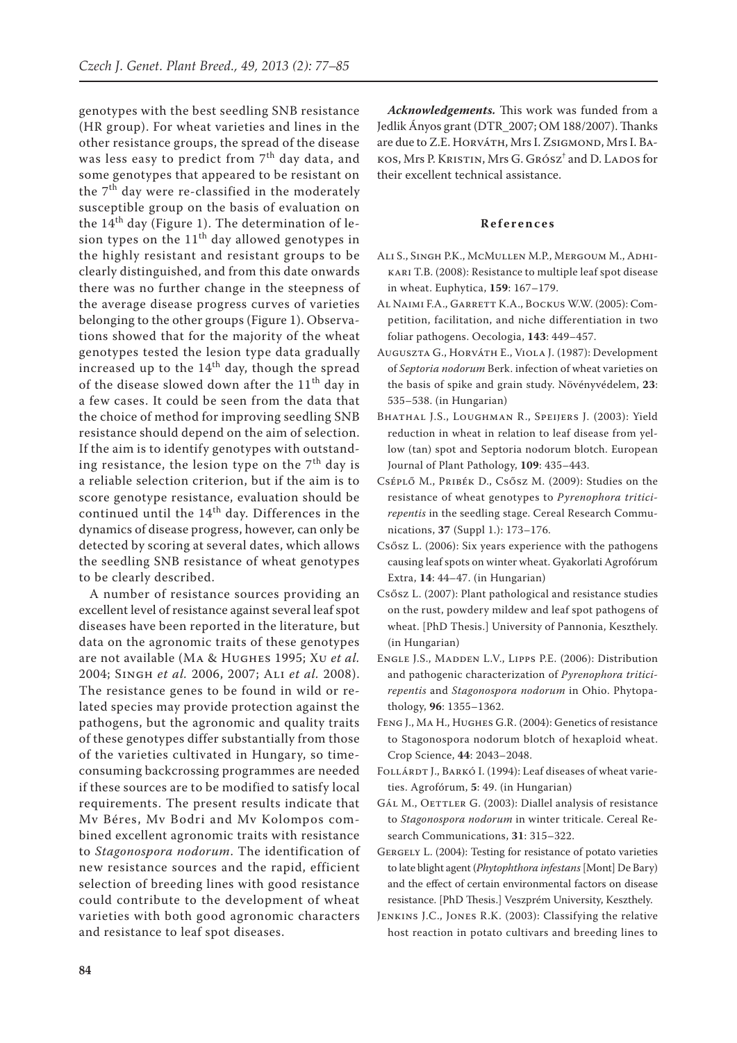genotypes with the best seedling SNB resistance (HR group). For wheat varieties and lines in the other resistance groups, the spread of the disease was less easy to predict from 7th day data, and some genotypes that appeared to be resistant on the 7th day were re-classified in the moderately susceptible group on the basis of evaluation on the 14th day (Figure 1). The determination of lesion types on the 11th day allowed genotypes in the highly resistant and resistant groups to be clearly distinguished, and from this date onwards there was no further change in the steepness of the average disease progress curves of varieties belonging to the other groups (Figure 1). Observations showed that for the majority of the wheat genotypes tested the lesion type data gradually increased up to the 14th day, though the spread of the disease slowed down after the 11th day in a few cases. It could be seen from the data that the choice of method for improving seedling SNB resistance should depend on the aim of selection. If the aim is to identify genotypes with outstanding resistance, the lesion type on the 7th day is a reliable selection criterion, but if the aim is to score genotype resistance, evaluation should be continued until the 14th day. Differences in the dynamics of disease progress, however, can only be detected by scoring at several dates, which allows the seedling SNB resistance of wheat genotypes to be clearly described.

A number of resistance sources providing an excellent level of resistance against several leaf spot diseases have been reported in the literature, but data on the agronomic traits of these genotypes are not available (Ma & Hughes 1995; Xu *et al.* 2004; Singh *et al.* 2006, 2007; Ali *et al.* 2008). The resistance genes to be found in wild or related species may provide protection against the pathogens, but the agronomic and quality traits of these genotypes differ substantially from those of the varieties cultivated in Hungary, so time-consuming backcrossing programmes are needed if these sources are to be modified to satisfy local requirements. The present results indicate that Mv Béres, Mv Bodri and Mv Kolompos combined excellent agronomic traits with resistance to *Stagonospora nodorum*. The identification of new resistance sources and the rapid, efficient selection of breeding lines with good resistance could contribute to the development of wheat varieties with both good agronomic characters and resistance to leaf spot diseases.

***Acknowledgements.*** This work was funded from a Jedlik Ányos grant (DTR_2007; OM 188/2007). Thanks are due to Z.E. Horváth, Mrs I. Zsigmond, Mrs I. Bakos, Mrs P. Kristin, Mrs G. Grósz† and D. Lados for their excellent technical assistance.

## References

Ali S., Singh P.K., McMullen M.P., Mergoum M., Adhikari T.B. (2008): Resistance to multiple leaf spot disease in wheat. Euphytica, **159**: 167–179.

Al Naimi F.A., Garrett K.A., Bockus W.W. (2005): Competition, facilitation, and niche differentiation in two foliar pathogens. Oecologia, **143**: 449–457.

Auguszta G., Horváth E., Viola J. (1987): Development of *Septoria nodorum* Berk. infection of wheat varieties on the basis of spike and grain study. Növényvédelem, **23**: 535–538. (in Hungarian)

Bhathal J.S., Loughman R., Speijers J. (2003): Yield reduction in wheat in relation to leaf disease from yellow (tan) spot and Septoria nodorum blotch. European Journal of Plant Pathology, **109**: 435–443.

Cséplő M., Pribék D., Csősz M. (2009): Studies on the resistance of wheat genotypes to *Pyrenophora tritici-repentis* in the seedling stage. Cereal Research Communications, **37** (Suppl 1.): 173–176.

Csősz L. (2006): Six years experience with the pathogens causing leaf spots on winter wheat. Gyakorlati Agrofórum Extra, **14**: 44–47. (in Hungarian)

Csősz L. (2007): Plant pathological and resistance studies on the rust, powdery mildew and leaf spot pathogens of wheat. [PhD Thesis.] University of Pannonia, Keszthely. (in Hungarian)

Engle J.S., Madden L.V., Lipps P.E. (2006): Distribution and pathogenic characterization of *Pyrenophora tritici-repentis* and *Stagonospora nodorum* in Ohio. Phytopathology, **96**: 1355–1362.

Feng J., Ma H., Hughes G.R. (2004): Genetics of resistance to Stagonospora nodorum blotch of hexaploid wheat. Crop Science, **44**: 2043–2048.

Follárdt J., Barkó I. (1994): Leaf diseases of wheat varieties. Agrofórum, **5**: 49. (in Hungarian)

Gál M., Oettler G. (2003): Diallel analysis of resistance to *Stagonospora nodorum* in winter triticale. Cereal Research Communications, **31**: 315–322.

Gergely L. (2004): Testing for resistance of potato varieties to late blight agent (*Phytophthora infestans* [Mont] De Bary) and the effect of certain environmental factors on disease resistance. [PhD Thesis.] Veszprém University, Keszthely.

Jenkins J.C., Jones R.K. (2003): Classifying the relative host reaction in potato cultivars and breeding lines to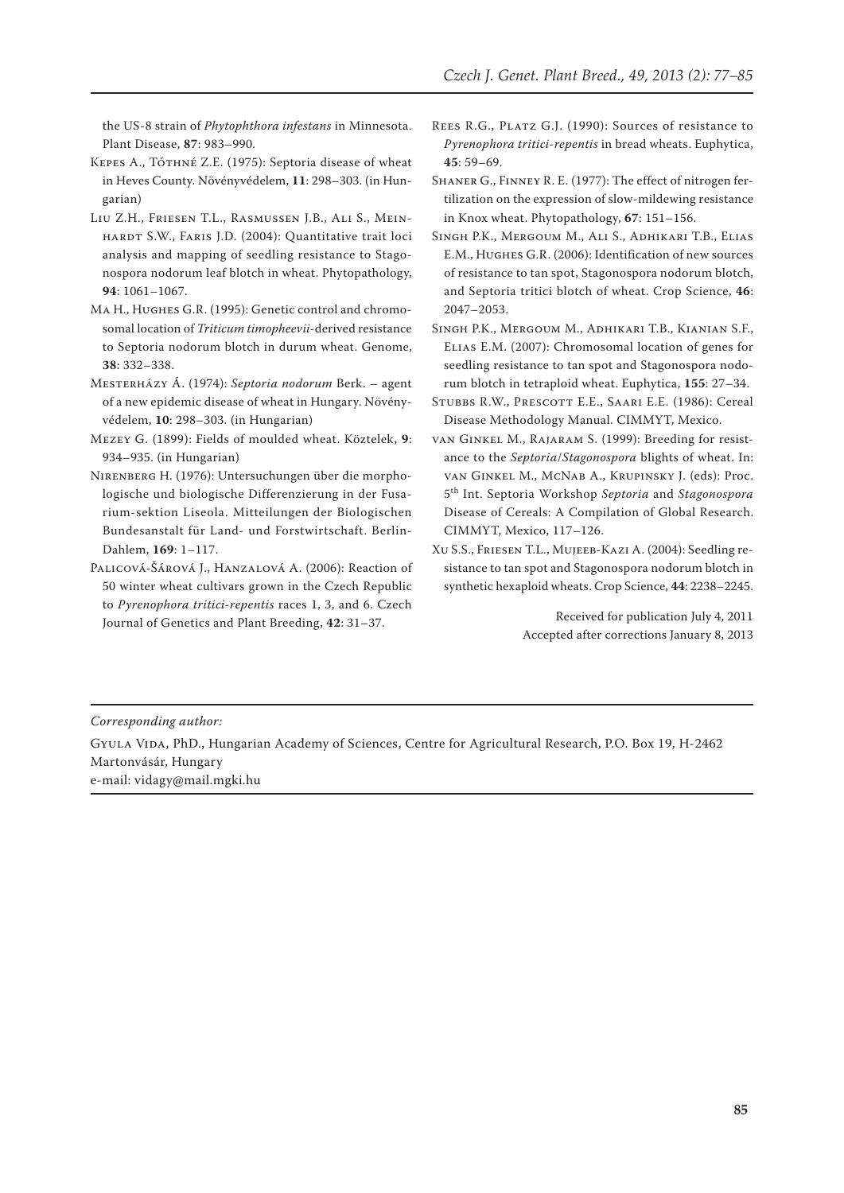the US-8 strain of *Phytophthora infestans* in Minnesota. Plant Disease, **87**: 983–990.

Kepes A., Tóthné Z.E. (1975): Septoria disease of wheat in Heves County. Növényvédelem, **11**: 298–303. (in Hungarian)

Liu Z.H., Friesen T.L., Rasmussen J.B., Ali S., Meinhardt S.W., Faris J.D. (2004): Quantitative trait loci analysis and mapping of seedling resistance to Stagonospora nodorum leaf blotch in wheat. Phytopathology, **94**: 1061–1067.

Ma H., Hughes G.R. (1995): Genetic control and chromosomal location of *Triticum timopheevii*-derived resistance to Septoria nodorum blotch in durum wheat. Genome, **38**: 332–338.

Mesterházy Á. (1974): *Septoria nodorum* Berk. – agent of a new epidemic disease of wheat in Hungary. Növényvédelem, **10**: 298–303. (in Hungarian)

Mezey G. (1899): Fields of moulded wheat. Köztelek, **9**: 934–935. (in Hungarian)

Nirenberg H. (1976): Untersuchungen über die morphologische und biologische Differenzierung in der Fusarium-sektion Liseola. Mitteilungen der Biologischen Bundesanstalt für Land- und Forstwirtschaft. Berlin-Dahlem, **169**: 1–117.

Palicová-Šárová J., Hanzalová A. (2006): Reaction of 50 winter wheat cultivars grown in the Czech Republic to *Pyrenophora tritici-repentis* races 1, 3, and 6. Czech Journal of Genetics and Plant Breeding, **42**: 31–37.

Rees R.G., Platz G.J. (1990): Sources of resistance to *Pyrenophora tritici-repentis* in bread wheats. Euphytica, **45**: 59–69.

Shaner G., Finney R. E. (1977): The effect of nitrogen fertilization on the expression of slow-mildewing resistance in Knox wheat. Phytopathology, **67**: 151–156.

Singh P.K., Mergoum M., Ali S., Adhikari T.B., Elias E.M., Hughes G.R. (2006): Identification of new sources of resistance to tan spot, Stagonospora nodorum blotch, and Septoria tritici blotch of wheat. Crop Science, **46**: 2047–2053.

Singh P.K., Mergoum M., Adhikari T.B., Kianian S.F., Elias E.M. (2007): Chromosomal location of genes for seedling resistance to tan spot and Stagonospora nodorum blotch in tetraploid wheat. Euphytica, **155**: 27–34.

Stubbs R.W., Prescott E.E., Saari E.E. (1986): Cereal Disease Methodology Manual. CIMMYT, Mexico.

van Ginkel M., Rajaram S. (1999): Breeding for resistance to the *Septoria*/*Stagonospora* blights of wheat. In: van Ginkel M., McNab A., Krupinsky J. (eds): Proc. 5th Int. Septoria Workshop *Septoria* and *Stagonospora* Disease of Cereals: A Compilation of Global Research. CIMMYT, Mexico, 117–126.

Xu S.S., Friesen T.L., Mujeeb-Kazi A. (2004): Seedling resistance to tan spot and Stagonospora nodorum blotch in synthetic hexaploid wheats. Crop Science, **44**: 2238–2245.

Received for publication July 4, 2011
Accepted after corrections January 8, 2013

*Corresponding author:*

Gyula Vida, PhD., Hungarian Academy of Sciences, Centre for Agricultural Research, P.O. Box 19, H-2462 Martonvásár, Hungary
e-mail: vidagy@mail.mgki.hu